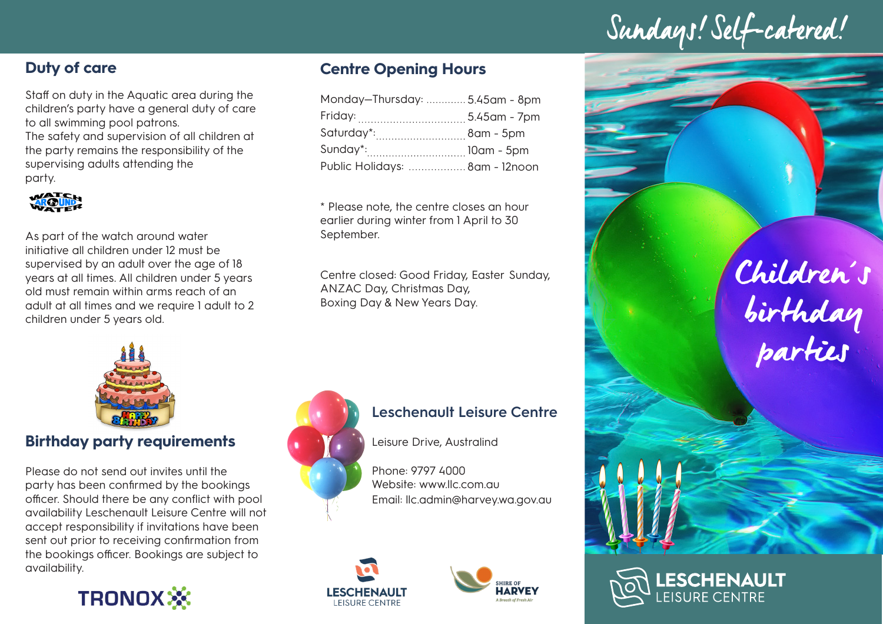## Duty of care

Staff on duty in the Aquatic area during the children's party have a general duty of care to all swimming pool patrons.
The safety and supervision of all children at the party remains the responsibility of the supervising adults attending the party.

WATCH AROUND WATER

As part of the watch around water initiative all children under 12 must be supervised by an adult over the age of 18 years at all times. All children under 5 years old must remain within arms reach of an adult at all times and we require 1 adult to 2 children under 5 years old.

## Birthday party requirements

Please do not send out invites until the party has been confirmed by the bookings officer. Should there be any conflict with pool availability Leschenault Leisure Centre will not accept responsibility if invitations have been sent out prior to receiving confirmation from the bookings officer. Bookings are subject to availability.

TRONOX

## Centre Opening Hours

| | |
|---|---|
| Monday–Thursday: | 5.45am - 8pm |
| Friday: | 5.45am - 7pm |
| Saturday*: | 8am - 5pm |
| Sunday*: | 10am - 5pm |
| Public Holidays: | 8am - 12noon |

* Please note, the centre closes an hour earlier during winter from 1 April to 30 September.

Centre closed: Good Friday, Easter Sunday, ANZAC Day, Christmas Day, Boxing Day & New Years Day.

## Leschenault Leisure Centre

Leisure Drive, Australind

Phone: 9797 4000
Website: www.llc.com.au
Email: llc.admin@harvey.wa.gov.au

LESCHENAULT LEISURE CENTRE

SHIRE OF HARVEY A Breath of Fresh Air

# Sundays! Self-catered!

# Children's birthday parties

LESCHENAULT LEISURE CENTRE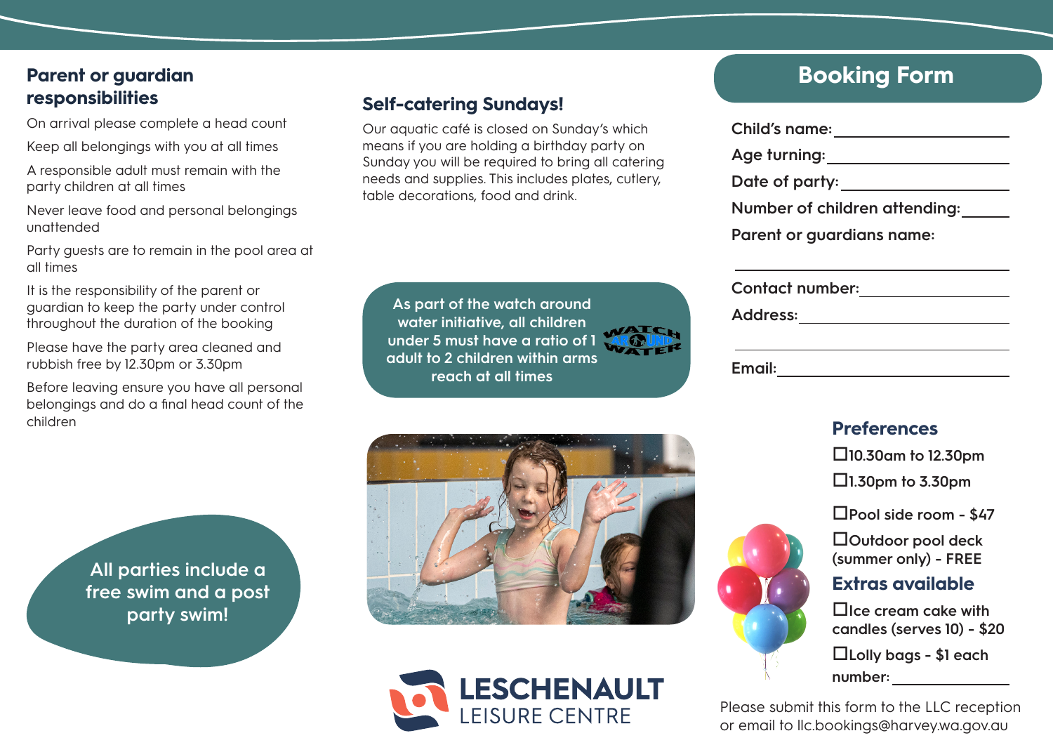## Parent or guardian responsibilities

On arrival please complete a head count

Keep all belongings with you at all times

A responsible adult must remain with the party children at all times

Never leave food and personal belongings unattended

Party guests are to remain in the pool area at all times

It is the responsibility of the parent or guardian to keep the party under control throughout the duration of the booking

Please have the party area cleaned and rubbish free by 12.30pm or 3.30pm

Before leaving ensure you have all personal belongings and do a final head count of the children

All parties include a free swim and a post party swim!

## Self-catering Sundays!

Our aquatic café is closed on Sunday's which means if you are holding a birthday party on Sunday you will be required to bring all catering needs and supplies. This includes plates, cutlery, table decorations, food and drink.

As part of the watch around water initiative, all children under 5 must have a ratio of 1 adult to 2 children within arms reach at all times

WATCH AROUND WATER

LESCHENAULT LEISURE CENTRE

## Booking Form

**Child's name:** ____________________

**Age turning:** ____________________

**Date of party:** ____________________

**Number of children attending:** ______

**Parent or guardians name:**

____________________

**Contact number:** ____________________

**Address:** ____________________

____________________

**Email:** ____________________

### Preferences

☐ 10.30am to 12.30pm

☐ 1.30pm to 3.30pm

☐ Pool side room - $47

☐ Outdoor pool deck (summer only) - FREE

### Extras available

☐ Ice cream cake with candles (serves 10) - $20

☐ Lolly bags - $1 each

number: ____________

Please submit this form to the LLC reception or email to llc.bookings@harvey.wa.gov.au